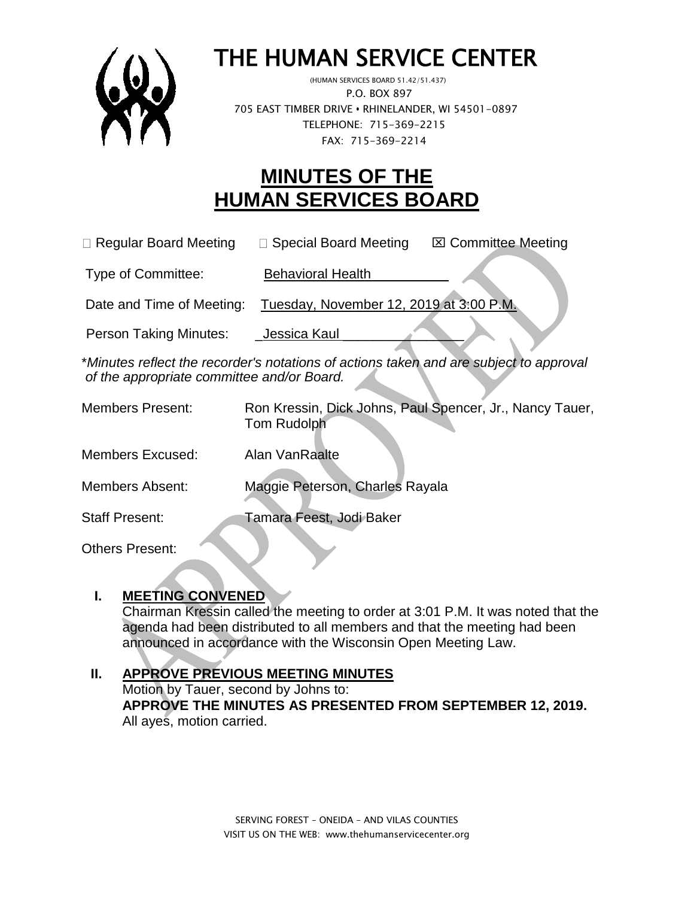# THE HUMAN SERVICE CENTER

(HUMAN SERVICES BOARD 51.42/51.437)
P.O. BOX 897
705 EAST TIMBER DRIVE • RHINELANDER, WI 54501-0897
TELEPHONE: 715-369-2215
FAX: 715-369-2214

# MINUTES OF THE HUMAN SERVICES BOARD

☐ Regular Board Meeting ☐ Special Board Meeting ☒ Committee Meeting

Type of Committee: Behavioral Health

Date and Time of Meeting: Tuesday, November 12, 2019 at 3:00 P.M.

Person Taking Minutes: Jessica Kaul

*\*Minutes reflect the recorder's notations of actions taken and are subject to approval of the appropriate committee and/or Board.*

Members Present: Ron Kressin, Dick Johns, Paul Spencer, Jr., Nancy Tauer, Tom Rudolph

Members Excused: Alan VanRaalte

Members Absent: Maggie Peterson, Charles Rayala

Staff Present: Tamara Feest, Jodi Baker

Others Present:

## I. MEETING CONVENED

Chairman Kressin called the meeting to order at 3:01 P.M. It was noted that the agenda had been distributed to all members and that the meeting had been announced in accordance with the Wisconsin Open Meeting Law.

## II. APPROVE PREVIOUS MEETING MINUTES

Motion by Tauer, second by Johns to:
**APPROVE THE MINUTES AS PRESENTED FROM SEPTEMBER 12, 2019.**
All ayes, motion carried.

SERVING FOREST – ONEIDA – AND VILAS COUNTIES
VISIT US ON THE WEB: www.thehumanservicecenter.org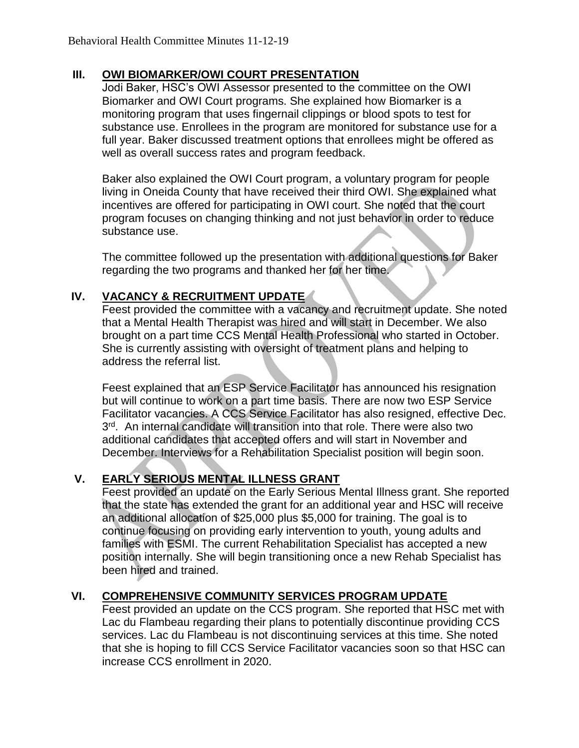## III. OWI BIOMARKER/OWI COURT PRESENTATION

Jodi Baker, HSC's OWI Assessor presented to the committee on the OWI Biomarker and OWI Court programs. She explained how Biomarker is a monitoring program that uses fingernail clippings or blood spots to test for substance use. Enrollees in the program are monitored for substance use for a full year. Baker discussed treatment options that enrollees might be offered as well as overall success rates and program feedback.

Baker also explained the OWI Court program, a voluntary program for people living in Oneida County that have received their third OWI. She explained what incentives are offered for participating in OWI court. She noted that the court program focuses on changing thinking and not just behavior in order to reduce substance use.

The committee followed up the presentation with additional questions for Baker regarding the two programs and thanked her for her time.

## IV. VACANCY & RECRUITMENT UPDATE

Feest provided the committee with a vacancy and recruitment update. She noted that a Mental Health Therapist was hired and will start in December. We also brought on a part time CCS Mental Health Professional who started in October. She is currently assisting with oversight of treatment plans and helping to address the referral list.

Feest explained that an ESP Service Facilitator has announced his resignation but will continue to work on a part time basis. There are now two ESP Service Facilitator vacancies. A CCS Service Facilitator has also resigned, effective Dec. 3rd. An internal candidate will transition into that role. There were also two additional candidates that accepted offers and will start in November and December. Interviews for a Rehabilitation Specialist position will begin soon.

## V. EARLY SERIOUS MENTAL ILLNESS GRANT

Feest provided an update on the Early Serious Mental Illness grant. She reported that the state has extended the grant for an additional year and HSC will receive an additional allocation of $25,000 plus $5,000 for training. The goal is to continue focusing on providing early intervention to youth, young adults and families with ESMI. The current Rehabilitation Specialist has accepted a new position internally. She will begin transitioning once a new Rehab Specialist has been hired and trained.

## VI. COMPREHENSIVE COMMUNITY SERVICES PROGRAM UPDATE

Feest provided an update on the CCS program. She reported that HSC met with Lac du Flambeau regarding their plans to potentially discontinue providing CCS services. Lac du Flambeau is not discontinuing services at this time. She noted that she is hoping to fill CCS Service Facilitator vacancies soon so that HSC can increase CCS enrollment in 2020.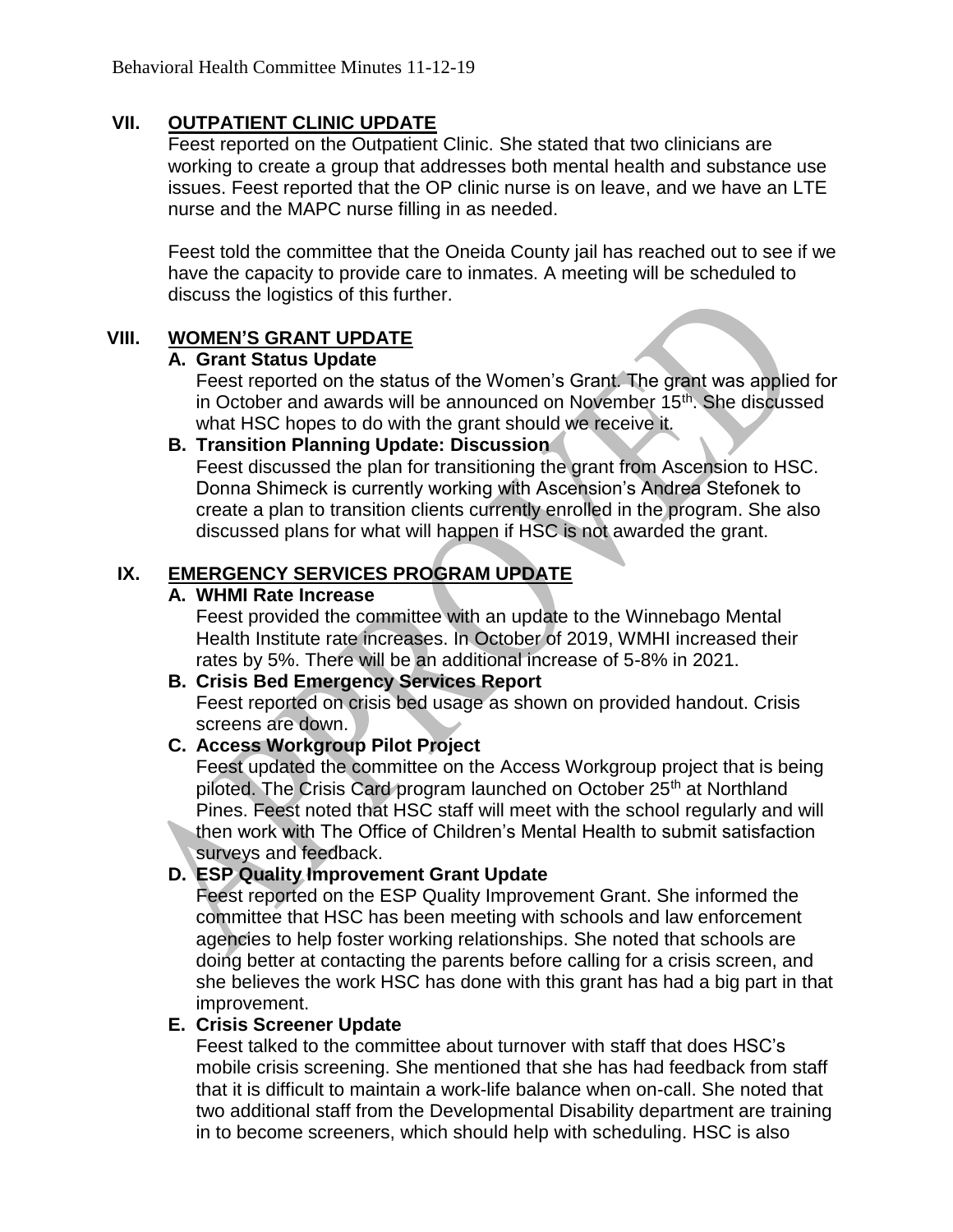## VII. OUTPATIENT CLINIC UPDATE

Feest reported on the Outpatient Clinic. She stated that two clinicians are working to create a group that addresses both mental health and substance use issues. Feest reported that the OP clinic nurse is on leave, and we have an LTE nurse and the MAPC nurse filling in as needed.

Feest told the committee that the Oneida County jail has reached out to see if we have the capacity to provide care to inmates. A meeting will be scheduled to discuss the logistics of this further.

## VIII. WOMEN'S GRANT UPDATE

**A. Grant Status Update**

Feest reported on the status of the Women's Grant. The grant was applied for in October and awards will be announced on November 15th. She discussed what HSC hopes to do with the grant should we receive it.

**B. Transition Planning Update: Discussion**

Feest discussed the plan for transitioning the grant from Ascension to HSC. Donna Shimeck is currently working with Ascension's Andrea Stefonek to create a plan to transition clients currently enrolled in the program. She also discussed plans for what will happen if HSC is not awarded the grant.

## IX. EMERGENCY SERVICES PROGRAM UPDATE

**A. WHMI Rate Increase**

Feest provided the committee with an update to the Winnebago Mental Health Institute rate increases. In October of 2019, WMHI increased their rates by 5%. There will be an additional increase of 5-8% in 2021.

**B. Crisis Bed Emergency Services Report**

Feest reported on crisis bed usage as shown on provided handout. Crisis screens are down.

**C. Access Workgroup Pilot Project**

Feest updated the committee on the Access Workgroup project that is being piloted. The Crisis Card program launched on October 25th at Northland Pines. Feest noted that HSC staff will meet with the school regularly and will then work with The Office of Children's Mental Health to submit satisfaction surveys and feedback.

**D. ESP Quality Improvement Grant Update**

Feest reported on the ESP Quality Improvement Grant. She informed the committee that HSC has been meeting with schools and law enforcement agencies to help foster working relationships. She noted that schools are doing better at contacting the parents before calling for a crisis screen, and she believes the work HSC has done with this grant has had a big part in that improvement.

**E. Crisis Screener Update**

Feest talked to the committee about turnover with staff that does HSC's mobile crisis screening. She mentioned that she has had feedback from staff that it is difficult to maintain a work-life balance when on-call. She noted that two additional staff from the Developmental Disability department are training in to become screeners, which should help with scheduling. HSC is also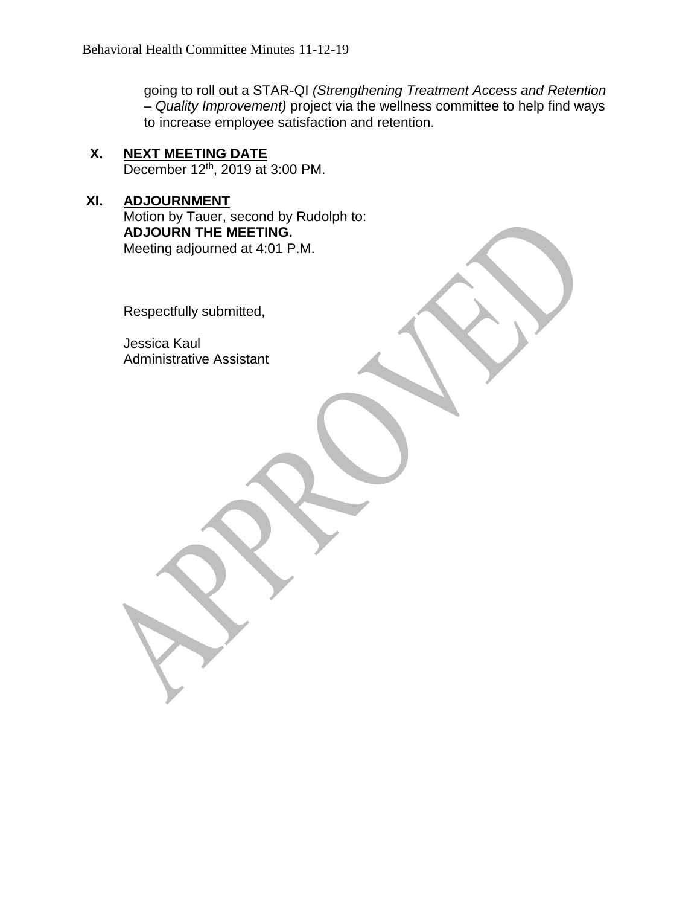going to roll out a STAR-QI *(Strengthening Treatment Access and Retention – Quality Improvement)* project via the wellness committee to help find ways to increase employee satisfaction and retention.

**X. NEXT MEETING DATE**

December 12th, 2019 at 3:00 PM.

**XI. ADJOURNMENT**

Motion by Tauer, second by Rudolph to:
**ADJOURN THE MEETING.**
Meeting adjourned at 4:01 P.M.

Respectfully submitted,

Jessica Kaul
Administrative Assistant

APPROVED